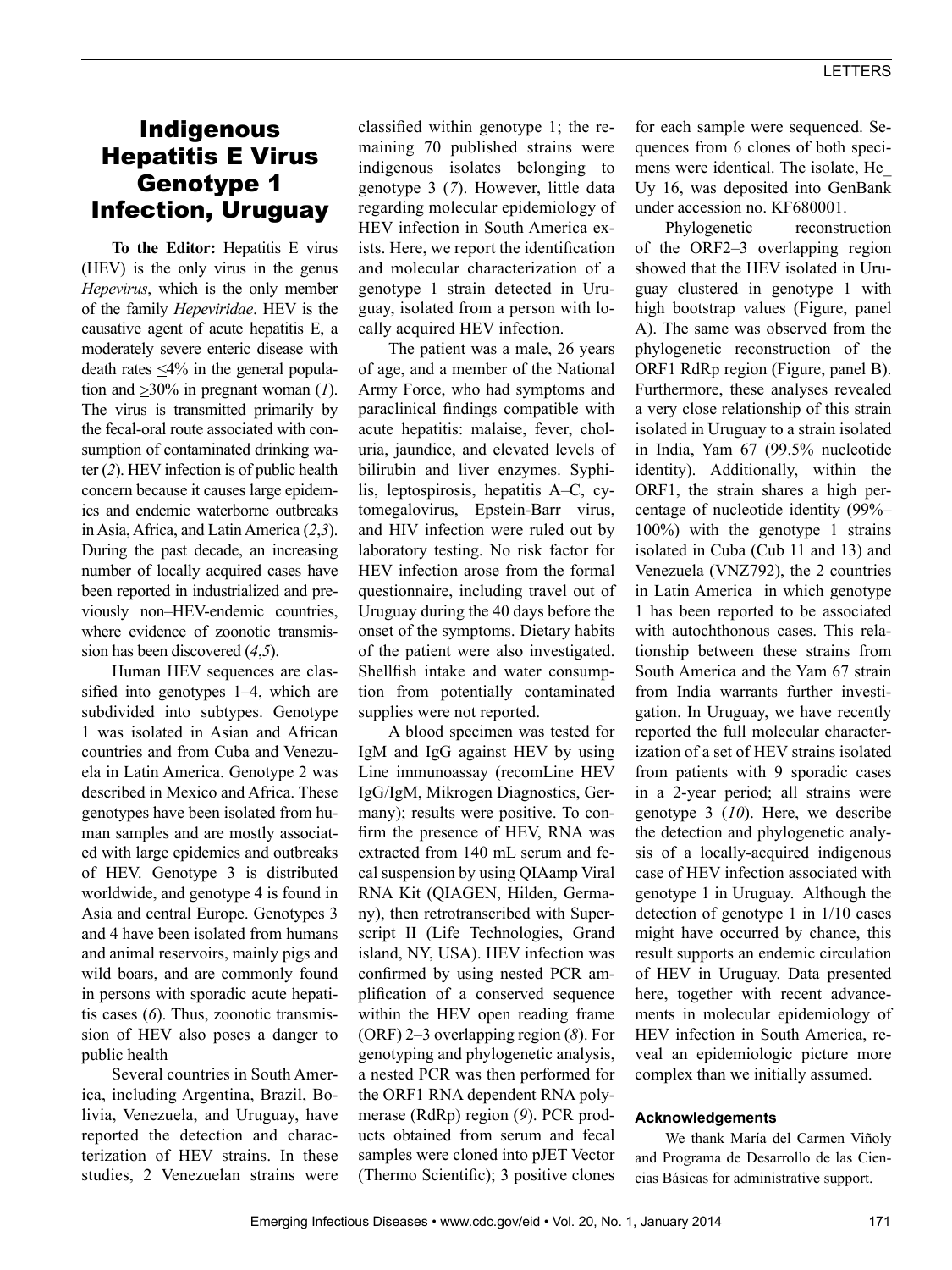# Indigenous Hepatitis E Virus Genotype 1 Infection, Uruguay

**To the Editor:** Hepatitis E virus (HEV) is the only virus in the genus *Hepevirus*, which is the only member of the family *Hepeviridae*. HEV is the causative agent of acute hepatitis E, a moderately severe enteric disease with death rates ≤4% in the general population and ≥30% in pregnant woman (*1*). The virus is transmitted primarily by the fecal-oral route associated with consumption of contaminated drinking water (*2*). HEV infection is of public health concern because it causes large epidemics and endemic waterborne outbreaks in Asia, Africa, and Latin America (*2*,*3*). During the past decade, an increasing number of locally acquired cases have been reported in industrialized and previously non–HEV-endemic countries, where evidence of zoonotic transmission has been discovered (*4*,*5*).

Human HEV sequences are classified into genotypes 1–4, which are subdivided into subtypes. Genotype 1 was isolated in Asian and African countries and from Cuba and Venezuela in Latin America. Genotype 2 was described in Mexico and Africa. These genotypes have been isolated from human samples and are mostly associated with large epidemics and outbreaks of HEV. Genotype 3 is distributed worldwide, and genotype 4 is found in Asia and central Europe. Genotypes 3 and 4 have been isolated from humans and animal reservoirs, mainly pigs and wild boars, and are commonly found in persons with sporadic acute hepatitis cases (*6*). Thus, zoonotic transmission of HEV also poses a danger to public health

Several countries in South America, including Argentina, Brazil, Bolivia, Venezuela, and Uruguay, have reported the detection and characterization of HEV strains. In these studies, 2 Venezuelan strains were classified within genotype 1; the remaining 70 published strains were indigenous isolates belonging to genotype 3 (*7*). However, little data regarding molecular epidemiology of HEV infection in South America exists. Here, we report the identification and molecular characterization of a genotype 1 strain detected in Uruguay, isolated from a person with locally acquired HEV infection.

The patient was a male, 26 years of age, and a member of the National Army Force, who had symptoms and paraclinical findings compatible with acute hepatitis: malaise, fever, choluria, jaundice, and elevated levels of bilirubin and liver enzymes. Syphilis, leptospirosis, hepatitis A–C, cytomegalovirus, Epstein-Barr virus, and HIV infection were ruled out by laboratory testing. No risk factor for HEV infection arose from the formal questionnaire, including travel out of Uruguay during the 40 days before the onset of the symptoms. Dietary habits of the patient were also investigated. Shellfish intake and water consumption from potentially contaminated supplies were not reported.

A blood specimen was tested for IgM and IgG against HEV by using Line immunoassay (recomLine HEV IgG/IgM, Mikrogen Diagnostics, Germany); results were positive. To confirm the presence of HEV, RNA was extracted from 140 mL serum and fecal suspension by using QIAamp Viral RNA Kit (QIAGEN, Hilden, Germany), then retrotranscribed with Superscript II (Life Technologies, Grand island, NY, USA). HEV infection was confirmed by using nested PCR amplification of a conserved sequence within the HEV open reading frame (ORF) 2–3 overlapping region (*8*). For genotyping and phylogenetic analysis, a nested PCR was then performed for the ORF1 RNA dependent RNA polymerase (RdRp) region (*9*). PCR products obtained from serum and fecal samples were cloned into pJET Vector (Thermo Scientific); 3 positive clones for each sample were sequenced. Sequences from 6 clones of both specimens were identical. The isolate, He_Uy 16, was deposited into GenBank under accession no. KF680001.

Phylogenetic reconstruction of the ORF2–3 overlapping region showed that the HEV isolated in Uruguay clustered in genotype 1 with high bootstrap values (Figure, panel A). The same was observed from the phylogenetic reconstruction of the ORF1 RdRp region (Figure, panel B). Furthermore, these analyses revealed a very close relationship of this strain isolated in Uruguay to a strain isolated in India, Yam 67 (99.5% nucleotide identity). Additionally, within the ORF1, the strain shares a high percentage of nucleotide identity (99%–100%) with the genotype 1 strains isolated in Cuba (Cub 11 and 13) and Venezuela (VNZ792), the 2 countries in Latin America in which genotype 1 has been reported to be associated with autochthonous cases. This relationship between these strains from South America and the Yam 67 strain from India warrants further investigation. In Uruguay, we have recently reported the full molecular characterization of a set of HEV strains isolated from patients with 9 sporadic cases in a 2-year period; all strains were genotype 3 (*10*). Here, we describe the detection and phylogenetic analysis of a locally-acquired indigenous case of HEV infection associated with genotype 1 in Uruguay. Although the detection of genotype 1 in 1/10 cases might have occurred by chance, this result supports an endemic circulation of HEV in Uruguay. Data presented here, together with recent advancements in molecular epidemiology of HEV infection in South America, reveal an epidemiologic picture more complex than we initially assumed.

#### Acknowledgements

We thank María del Carmen Viñoly and Programa de Desarrollo de las Ciencias Básicas for administrative support.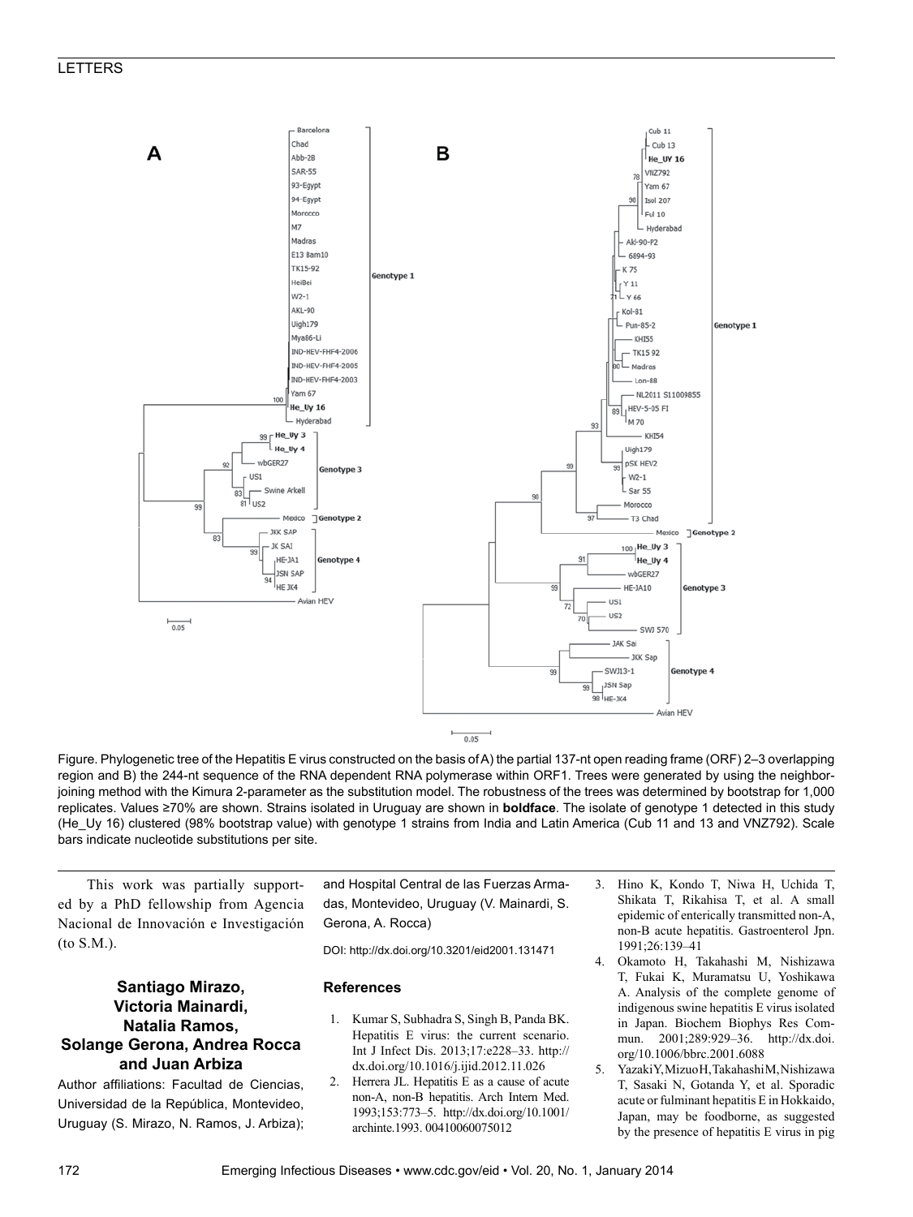Figure. Phylogenetic tree of the Hepatitis E virus constructed on the basis of A) the partial 137-nt open reading frame (ORF) 2–3 overlapping region and B) the 244-nt sequence of the RNA dependent RNA polymerase within ORF1. Trees were generated by using the neighbor-joining method with the Kimura 2-parameter as the substitution model. The robustness of the trees was determined by bootstrap for 1,000 replicates. Values ≥70% are shown. Strains isolated in Uruguay are shown in **boldface**. The isolate of genotype 1 detected in this study (He_Uy 16) clustered (98% bootstrap value) with genotype 1 strains from India and Latin America (Cub 11 and 13 and VNZ792). Scale bars indicate nucleotide substitutions per site.

This work was partially supported by a PhD fellowship from Agencia Nacional de Innovación e Investigación (to S.M.).

**Santiago Mirazo, Victoria Mainardi, Natalia Ramos, Solange Gerona, Andrea Rocca and Juan Arbiza**

Author affiliations: Facultad de Ciencias, Universidad de la República, Montevideo, Uruguay (S. Mirazo, N. Ramos, J. Arbiza); and Hospital Central de las Fuerzas Armadas, Montevideo, Uruguay (V. Mainardi, S. Gerona, A. Rocca)

DOI: http://dx.doi.org/10.3201/eid2001.131471

### References

1. Kumar S, Subhadra S, Singh B, Panda BK. Hepatitis E virus: the current scenario. Int J Infect Dis. 2013;17:e228–33. http://dx.doi.org/10.1016/j.ijid.2012.11.026
2. Herrera JL. Hepatitis E as a cause of acute non-A, non-B hepatitis. Arch Intern Med. 1993;153:773–5. http://dx.doi.org/10.1001/archinte.1993.00410060075012
3. Hino K, Kondo T, Niwa H, Uchida T, Shikata T, Rikahisa T, et al. A small epidemic of enterically transmitted non-A, non-B acute hepatitis. Gastroenterol Jpn. 1991;26:139–41
4. Okamoto H, Takahashi M, Nishizawa T, Fukai K, Muramatsu U, Yoshikawa A. Analysis of the complete genome of indigenous swine hepatitis E virus isolated in Japan. Biochem Biophys Res Commun. 2001;289:929–36. http://dx.doi.org/10.1006/bbrc.2001.6088
5. Yazaki Y, Mizuo H, Takahashi M, Nishizawa T, Sasaki N, Gotanda Y, et al. Sporadic acute or fulminant hepatitis E in Hokkaido, Japan, may be foodborne, as suggested by the presence of hepatitis E virus in pig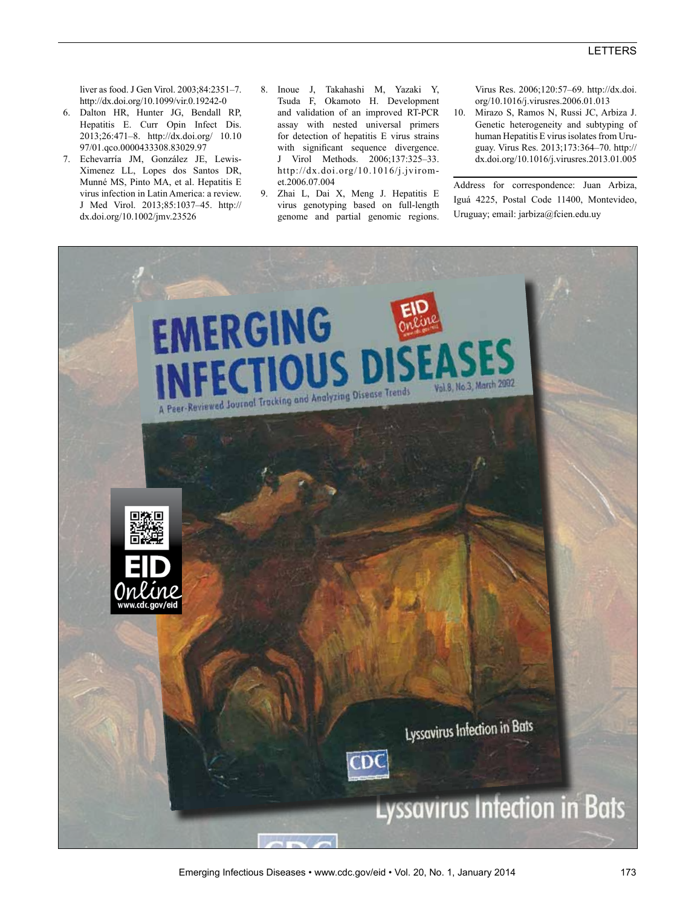liver as food. J Gen Virol. 2003;84:2351–7. http://dx.doi.org/10.1099/vir.0.19242-0

6. Dalton HR, Hunter JG, Bendall RP, Hepatitis E. Curr Opin Infect Dis. 2013;26:471–8. http://dx.doi.org/ 10.1097/01.qco.0000433308.83029.97
7. Echevarría JM, González JE, Lewis-Ximenez LL, Lopes dos Santos DR, Munné MS, Pinto MA, et al. Hepatitis E virus infection in Latin America: a review. J Med Virol. 2013;85:1037–45. http://dx.doi.org/10.1002/jmv.23526
8. Inoue J, Takahashi M, Yazaki Y, Tsuda F, Okamoto H. Development and validation of an improved RT-PCR assay with nested universal primers for detection of hepatitis E virus strains with significant sequence divergence. J Virol Methods. 2006;137:325–33. http://dx.doi.org/10.1016/j.jviromet.2006.07.004
9. Zhai L, Dai X, Meng J. Hepatitis E virus genotyping based on full-length genome and partial genomic regions. Virus Res. 2006;120:57–69. http://dx.doi.org/10.1016/j.virusres.2006.01.013
10. Mirazo S, Ramos N, Russi JC, Arbiza J. Genetic heterogeneity and subtyping of human Hepatitis E virus isolates from Uruguay. Virus Res. 2013;173:364–70. http://dx.doi.org/10.1016/j.virusres.2013.01.005

Address for correspondence: Juan Arbiza, Iguá 4225, Postal Code 11400, Montevideo, Uruguay; email: jarbiza@fcien.edu.uy

EMERGING INFECTIOUS DISEASES

A Peer-Reviewed Journal Tracking and Analyzing Disease Trends

Vol.8, No.3, March 2002

EID Online

www.cdc.gov/eid

Lyssavirus Infection in Bats

CDC

Lyssavirus Infection in Bats